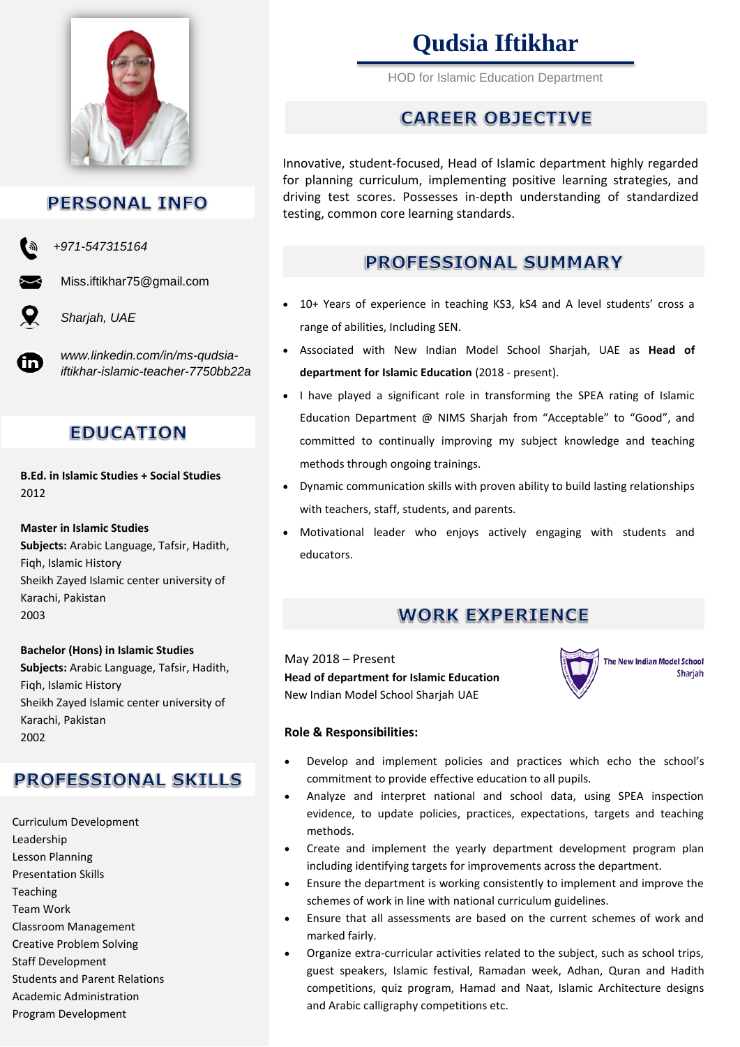# Qudsia Iftikhar

HOD for Islamic Education Department

## PERSONAL INFO

*+971-547315164*

Miss.iftikhar75@gmail.com

*Sharjah, UAE*

*www.linkedin.com/in/ms-qudsia-iftikhar-islamic-teacher-7750bb22a*

## EDUCATION

**B.Ed. in Islamic Studies + Social Studies**
2012

**Master in Islamic Studies**
**Subjects:** Arabic Language, Tafsir, Hadith, Fiqh, Islamic History
Sheikh Zayed Islamic center university of Karachi, Pakistan
2003

**Bachelor (Hons) in Islamic Studies**
**Subjects:** Arabic Language, Tafsir, Hadith, Fiqh, Islamic History
Sheikh Zayed Islamic center university of Karachi, Pakistan
2002

## PROFESSIONAL SKILLS

Curriculum Development
Leadership
Lesson Planning
Presentation Skills
Teaching
Team Work
Classroom Management
Creative Problem Solving
Staff Development
Students and Parent Relations
Academic Administration
Program Development

## CAREER OBJECTIVE

Innovative, student-focused, Head of Islamic department highly regarded for planning curriculum, implementing positive learning strategies, and driving test scores. Possesses in-depth understanding of standardized testing, common core learning standards.

## PROFESSIONAL SUMMARY

- 10+ Years of experience in teaching KS3, kS4 and A level students' cross a range of abilities, Including SEN.
- Associated with New Indian Model School Sharjah, UAE as **Head of department for Islamic Education** (2018 - present).
- I have played a significant role in transforming the SPEA rating of Islamic Education Department @ NIMS Sharjah from "Acceptable" to "Good", and committed to continually improving my subject knowledge and teaching methods through ongoing trainings.
- Dynamic communication skills with proven ability to build lasting relationships with teachers, staff, students, and parents.
- Motivational leader who enjoys actively engaging with students and educators.

## WORK EXPERIENCE

May 2018 – Present
**Head of department for Islamic Education**
New Indian Model School Sharjah UAE

The New Indian Model School Sharjah

**Role & Responsibilities:**

- Develop and implement policies and practices which echo the school's commitment to provide effective education to all pupils.
- Analyze and interpret national and school data, using SPEA inspection evidence, to update policies, practices, expectations, targets and teaching methods.
- Create and implement the yearly department development program plan including identifying targets for improvements across the department.
- Ensure the department is working consistently to implement and improve the schemes of work in line with national curriculum guidelines.
- Ensure that all assessments are based on the current schemes of work and marked fairly.
- Organize extra-curricular activities related to the subject, such as school trips, guest speakers, Islamic festival, Ramadan week, Adhan, Quran and Hadith competitions, quiz program, Hamad and Naat, Islamic Architecture designs and Arabic calligraphy competitions etc.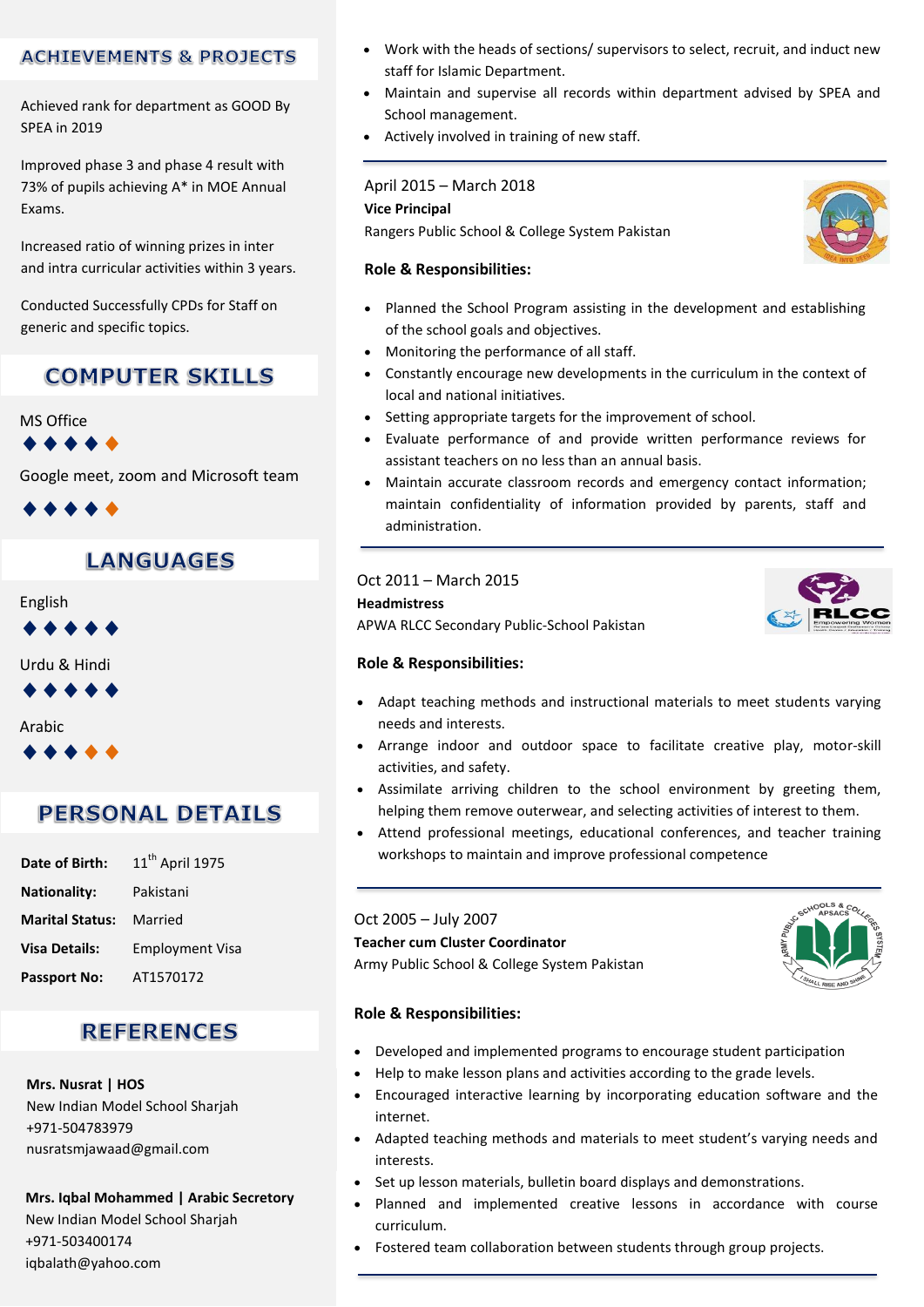## ACHIEVEMENTS & PROJECTS

Achieved rank for department as GOOD By SPEA in 2019

Improved phase 3 and phase 4 result with 73% of pupils achieving A* in MOE Annual Exams.

Increased ratio of winning prizes in inter and intra curricular activities within 3 years.

Conducted Successfully CPDs for Staff on generic and specific topics.

## COMPUTER SKILLS

MS Office

◆◆◆◆◆

Google meet, zoom and Microsoft team

◆◆◆◆◆

## LANGUAGES

English

◆◆◆◆◆

Urdu & Hindi

◆◆◆◆◆

Arabic

◆◆◆◆◆

## PERSONAL DETAILS

| | |
|---|---|
| **Date of Birth:** | 11th April 1975 |
| **Nationality:** | Pakistani |
| **Marital Status:** | Married |
| **Visa Details:** | Employment Visa |
| **Passport No:** | AT1570172 |

## REFERENCES

**Mrs. Nusrat | HOS**
New Indian Model School Sharjah
+971-504783979
nusratsmjawaad@gmail.com

**Mrs. Iqbal Mohammed | Arabic Secretory**
New Indian Model School Sharjah
+971-503400174
iqbalath@yahoo.com

---

- Work with the heads of sections/ supervisors to select, recruit, and induct new staff for Islamic Department.
- Maintain and supervise all records within department advised by SPEA and School management.
- Actively involved in training of new staff.

---

April 2015 – March 2018
**Vice Principal**
Rangers Public School & College System Pakistan

### Role & Responsibilities:

- Planned the School Program assisting in the development and establishing of the school goals and objectives.
- Monitoring the performance of all staff.
- Constantly encourage new developments in the curriculum in the context of local and national initiatives.
- Setting appropriate targets for the improvement of school.
- Evaluate performance of and provide written performance reviews for assistant teachers on no less than an annual basis.
- Maintain accurate classroom records and emergency contact information; maintain confidentiality of information provided by parents, staff and administration.

---

Oct 2011 – March 2015
**Headmistress**
APWA RLCC Secondary Public-School Pakistan

### Role & Responsibilities:

- Adapt teaching methods and instructional materials to meet students varying needs and interests.
- Arrange indoor and outdoor space to facilitate creative play, motor-skill activities, and safety.
- Assimilate arriving children to the school environment by greeting them, helping them remove outerwear, and selecting activities of interest to them.
- Attend professional meetings, educational conferences, and teacher training workshops to maintain and improve professional competence

---

Oct 2005 – July 2007
**Teacher cum Cluster Coordinator**
Army Public School & College System Pakistan

### Role & Responsibilities:

- Developed and implemented programs to encourage student participation
- Help to make lesson plans and activities according to the grade levels.
- Encouraged interactive learning by incorporating education software and the internet.
- Adapted teaching methods and materials to meet student's varying needs and interests.
- Set up lesson materials, bulletin board displays and demonstrations.
- Planned and implemented creative lessons in accordance with course curriculum.
- Fostered team collaboration between students through group projects.